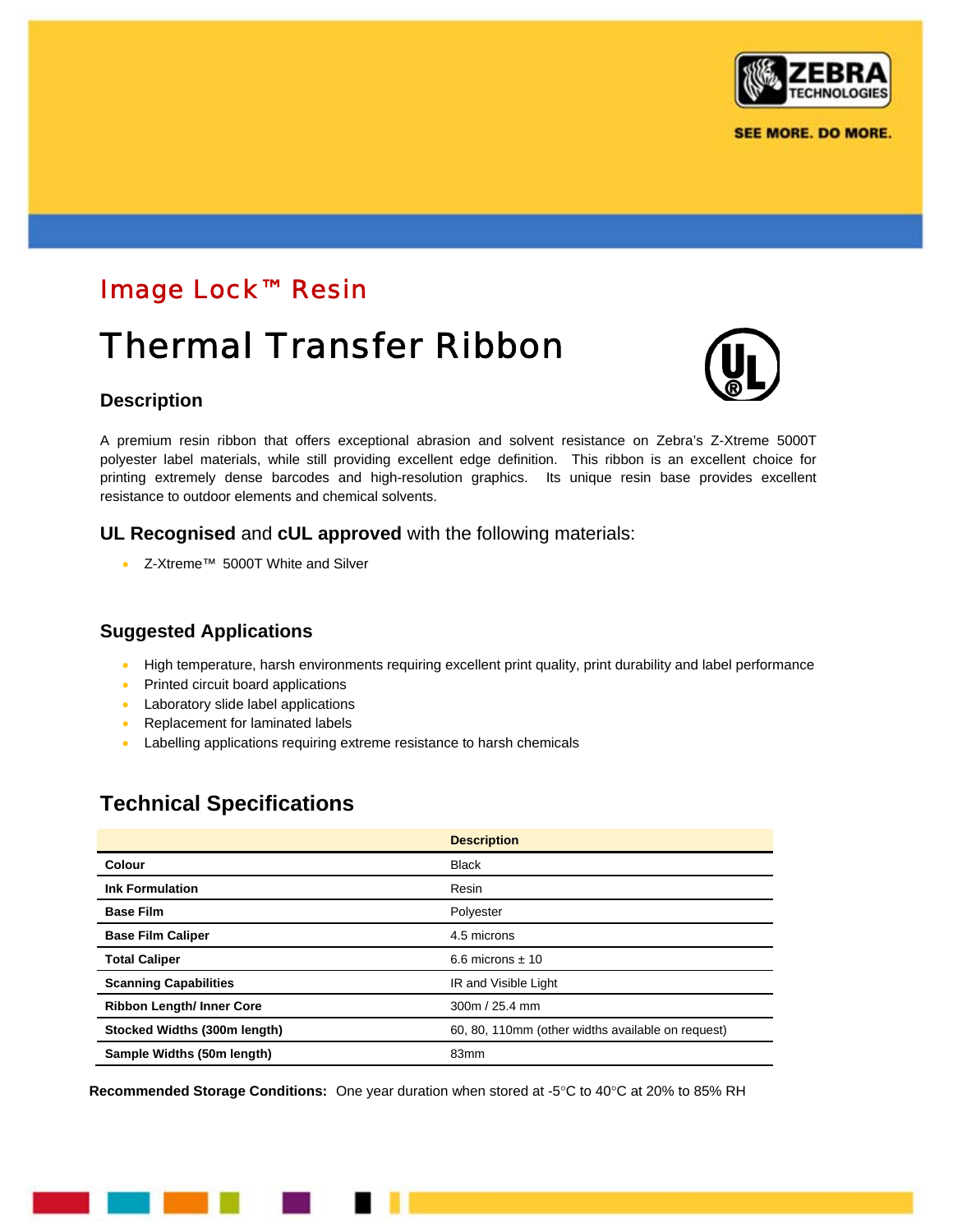# Image Lock™ Resin

# Thermal Transfer Ribbon

## Description

A premium resin ribbon that offers exceptional abrasion and solvent resistance on Zebra's Z-Xtreme 5000T polyester label materials, while still providing excellent edge definition. This ribbon is an excellent choice for printing extremely dense barcodes and high-resolution graphics. Its unique resin base provides excellent resistance to outdoor elements and chemical solvents.

## **UL Recognised** and **cUL approved** with the following materials:

- Z-Xtreme™ 5000T White and Silver

## Suggested Applications

- High temperature, harsh environments requiring excellent print quality, print durability and label performance
- Printed circuit board applications
- Laboratory slide label applications
- Replacement for laminated labels
- Labelling applications requiring extreme resistance to harsh chemicals

## Technical Specifications

| | **Description** |
|---|---|
| **Colour** | Black |
| **Ink Formulation** | Resin |
| **Base Film** | Polyester |
| **Base Film Caliper** | 4.5 microns |
| **Total Caliper** | 6.6 microns ± 10 |
| **Scanning Capabilities** | IR and Visible Light |
| **Ribbon Length/ Inner Core** | 300m / 25.4 mm |
| **Stocked Widths (300m length)** | 60, 80, 110mm (other widths available on request) |
| **Sample Widths (50m length)** | 83mm |

**Recommended Storage Conditions:** One year duration when stored at -5°C to 40°C at 20% to 85% RH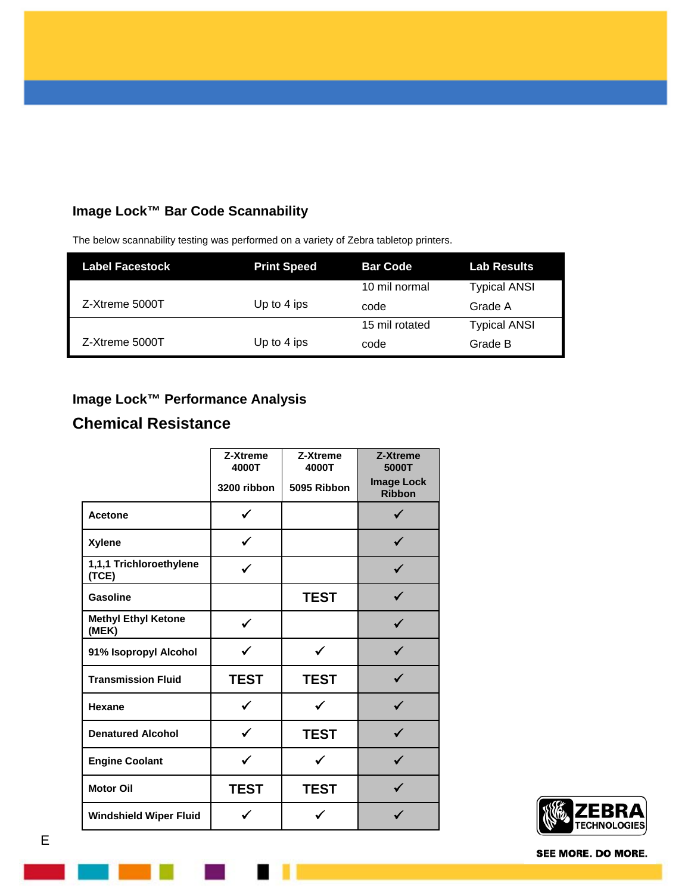## Image Lock™ Bar Code Scannability

The below scannability testing was performed on a variety of Zebra tabletop printers.

| Label Facestock | Print Speed | Bar Code | Lab Results |
|---|---|---|---|
| Z-Xtreme 5000T | Up to 4 ips | 10 mil normal code | Typical ANSI Grade A |
| Z-Xtreme 5000T | Up to 4 ips | 15 mil rotated code | Typical ANSI Grade B |

## Image Lock™ Performance Analysis

## Chemical Resistance

| | Z-Xtreme 4000T 3200 ribbon | Z-Xtreme 4000T 5095 Ribbon | Z-Xtreme 5000T Image Lock Ribbon |
|---|---|---|---|
| **Acetone** | ✓ | | ✓ |
| **Xylene** | ✓ | | ✓ |
| **1,1,1 Trichloroethylene (TCE)** | ✓ | | ✓ |
| **Gasoline** | | TEST | ✓ |
| **Methyl Ethyl Ketone (MEK)** | ✓ | | ✓ |
| **91% Isopropyl Alcohol** | ✓ | ✓ | ✓ |
| **Transmission Fluid** | TEST | TEST | ✓ |
| **Hexane** | ✓ | ✓ | ✓ |
| **Denatured Alcohol** | ✓ | TEST | ✓ |
| **Engine Coolant** | ✓ | ✓ | ✓ |
| **Motor Oil** | TEST | TEST | ✓ |
| **Windshield Wiper Fluid** | ✓ | ✓ | ✓ |

E

ZEBRA TECHNOLOGIES

SEE MORE. DO MORE.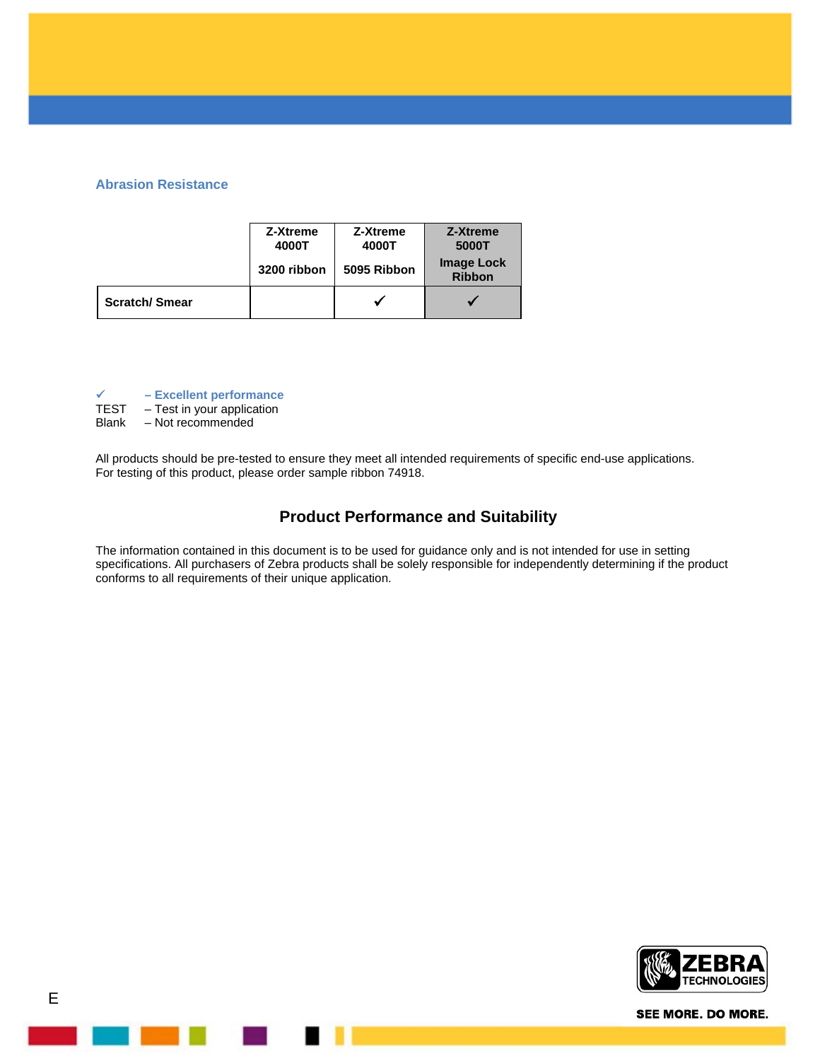### Abrasion Resistance

| | Z-Xtreme 4000T 3200 ribbon | Z-Xtreme 4000T 5095 Ribbon | Z-Xtreme 5000T Image Lock Ribbon |
|---|---|---|---|
| **Scratch/ Smear** | | ✓ | ✓ |

✓ – **Excellent performance**
TEST – Test in your application
Blank – Not recommended

All products should be pre-tested to ensure they meet all intended requirements of specific end-use applications. For testing of this product, please order sample ribbon 74918.

## Product Performance and Suitability

The information contained in this document is to be used for guidance only and is not intended for use in setting specifications. All purchasers of Zebra products shall be solely responsible for independently determining if the product conforms to all requirements of their unique application.

ZEBRA TECHNOLOGIES

SEE MORE. DO MORE.

E